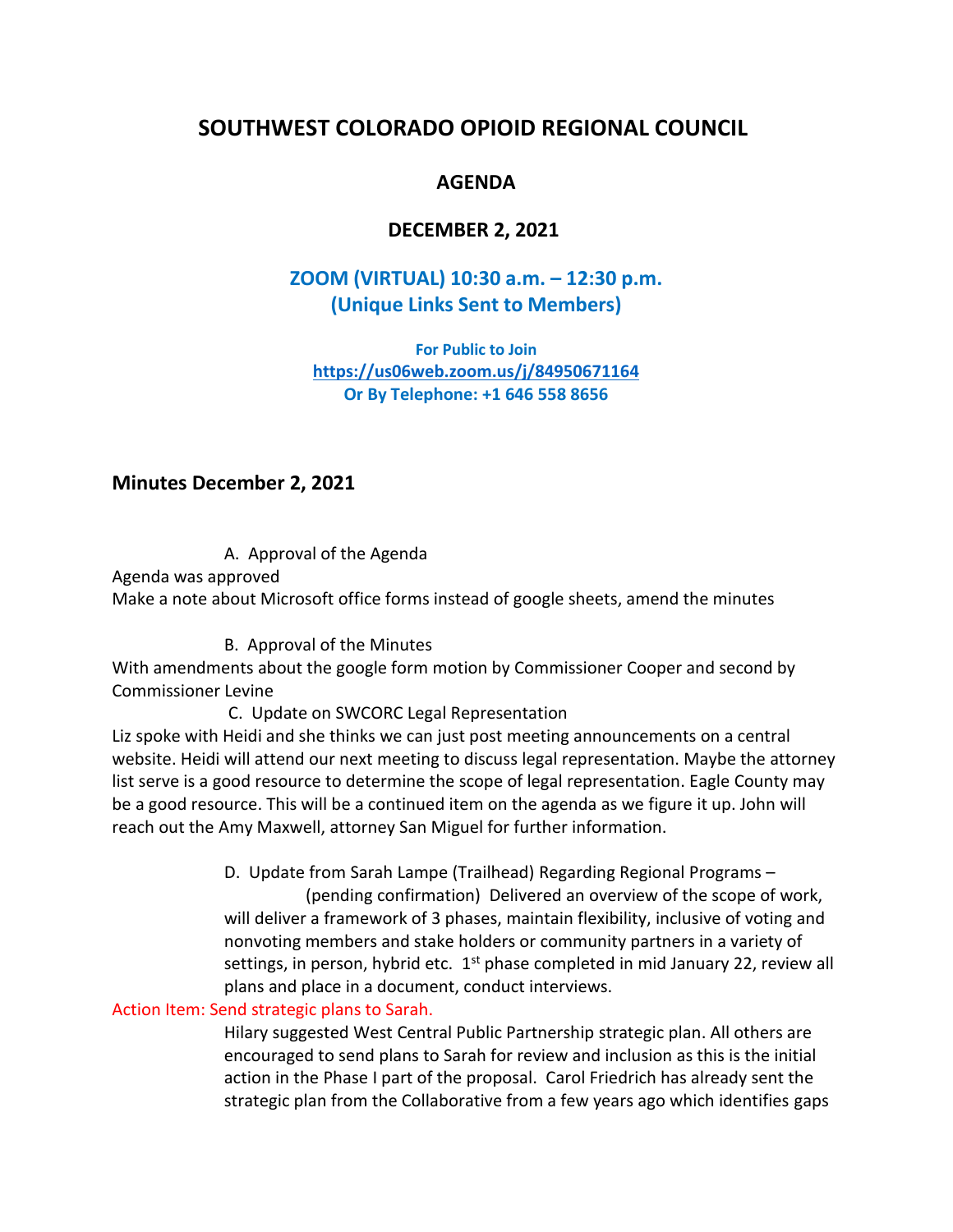# SOUTHWEST COLORADO OPIOID REGIONAL COUNCIL

## AGENDA

## DECEMBER 2, 2021

### ZOOM (VIRTUAL) 10:30 a.m. – 12:30 p.m.
### (Unique Links Sent to Members)

**For Public to Join**
**https://us06web.zoom.us/j/84950671164**
**Or By Telephone: +1 646 558 8656**

## Minutes December 2, 2021

A. Approval of the Agenda

Agenda was approved
Make a note about Microsoft office forms instead of google sheets, amend the minutes

B. Approval of the Minutes

With amendments about the google form motion by Commissioner Cooper and second by Commissioner Levine

C. Update on SWCORC Legal Representation

Liz spoke with Heidi and she thinks we can just post meeting announcements on a central website. Heidi will attend our next meeting to discuss legal representation. Maybe the attorney list serve is a good resource to determine the scope of legal representation. Eagle County may be a good resource. This will be a continued item on the agenda as we figure it up. John will reach out the Amy Maxwell, attorney San Miguel for further information.

D. Update from Sarah Lampe (Trailhead) Regarding Regional Programs – (pending confirmation) Delivered an overview of the scope of work, will deliver a framework of 3 phases, maintain flexibility, inclusive of voting and nonvoting members and stake holders or community partners in a variety of settings, in person, hybrid etc. 1st phase completed in mid January 22, review all plans and place in a document, conduct interviews.

Action Item: Send strategic plans to Sarah.

Hilary suggested West Central Public Partnership strategic plan. All others are encouraged to send plans to Sarah for review and inclusion as this is the initial action in the Phase I part of the proposal. Carol Friedrich has already sent the strategic plan from the Collaborative from a few years ago which identifies gaps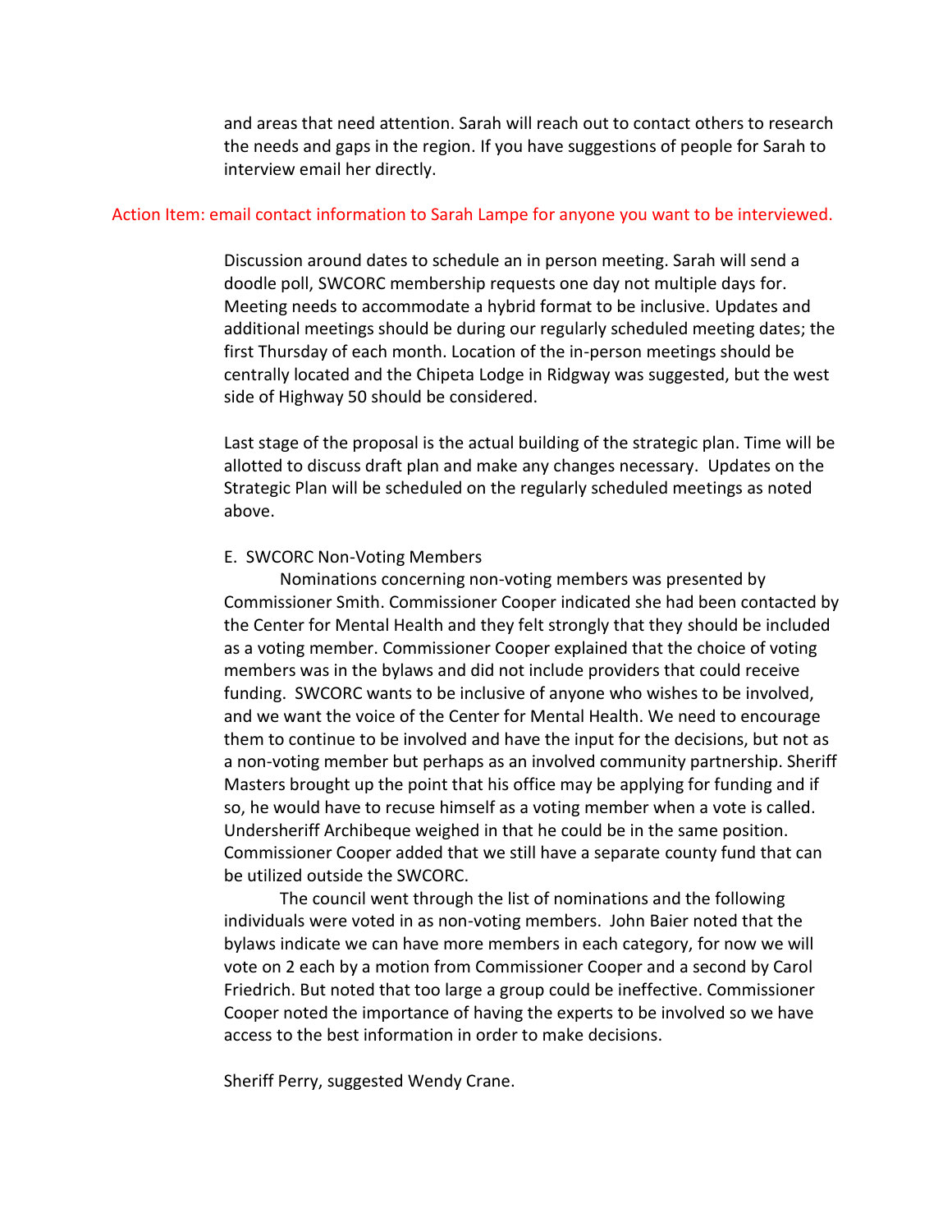and areas that need attention. Sarah will reach out to contact others to research the needs and gaps in the region. If you have suggestions of people for Sarah to interview email her directly.

Action Item: email contact information to Sarah Lampe for anyone you want to be interviewed.

Discussion around dates to schedule an in person meeting. Sarah will send a doodle poll, SWCORC membership requests one day not multiple days for. Meeting needs to accommodate a hybrid format to be inclusive. Updates and additional meetings should be during our regularly scheduled meeting dates; the first Thursday of each month. Location of the in-person meetings should be centrally located and the Chipeta Lodge in Ridgway was suggested, but the west side of Highway 50 should be considered.

Last stage of the proposal is the actual building of the strategic plan. Time will be allotted to discuss draft plan and make any changes necessary. Updates on the Strategic Plan will be scheduled on the regularly scheduled meetings as noted above.

E. SWCORC Non-Voting Members

Nominations concerning non-voting members was presented by Commissioner Smith. Commissioner Cooper indicated she had been contacted by the Center for Mental Health and they felt strongly that they should be included as a voting member. Commissioner Cooper explained that the choice of voting members was in the bylaws and did not include providers that could receive funding. SWCORC wants to be inclusive of anyone who wishes to be involved, and we want the voice of the Center for Mental Health. We need to encourage them to continue to be involved and have the input for the decisions, but not as a non-voting member but perhaps as an involved community partnership. Sheriff Masters brought up the point that his office may be applying for funding and if so, he would have to recuse himself as a voting member when a vote is called. Undersheriff Archibeque weighed in that he could be in the same position. Commissioner Cooper added that we still have a separate county fund that can be utilized outside the SWCORC.

The council went through the list of nominations and the following individuals were voted in as non-voting members. John Baier noted that the bylaws indicate we can have more members in each category, for now we will vote on 2 each by a motion from Commissioner Cooper and a second by Carol Friedrich. But noted that too large a group could be ineffective. Commissioner Cooper noted the importance of having the experts to be involved so we have access to the best information in order to make decisions.

Sheriff Perry, suggested Wendy Crane.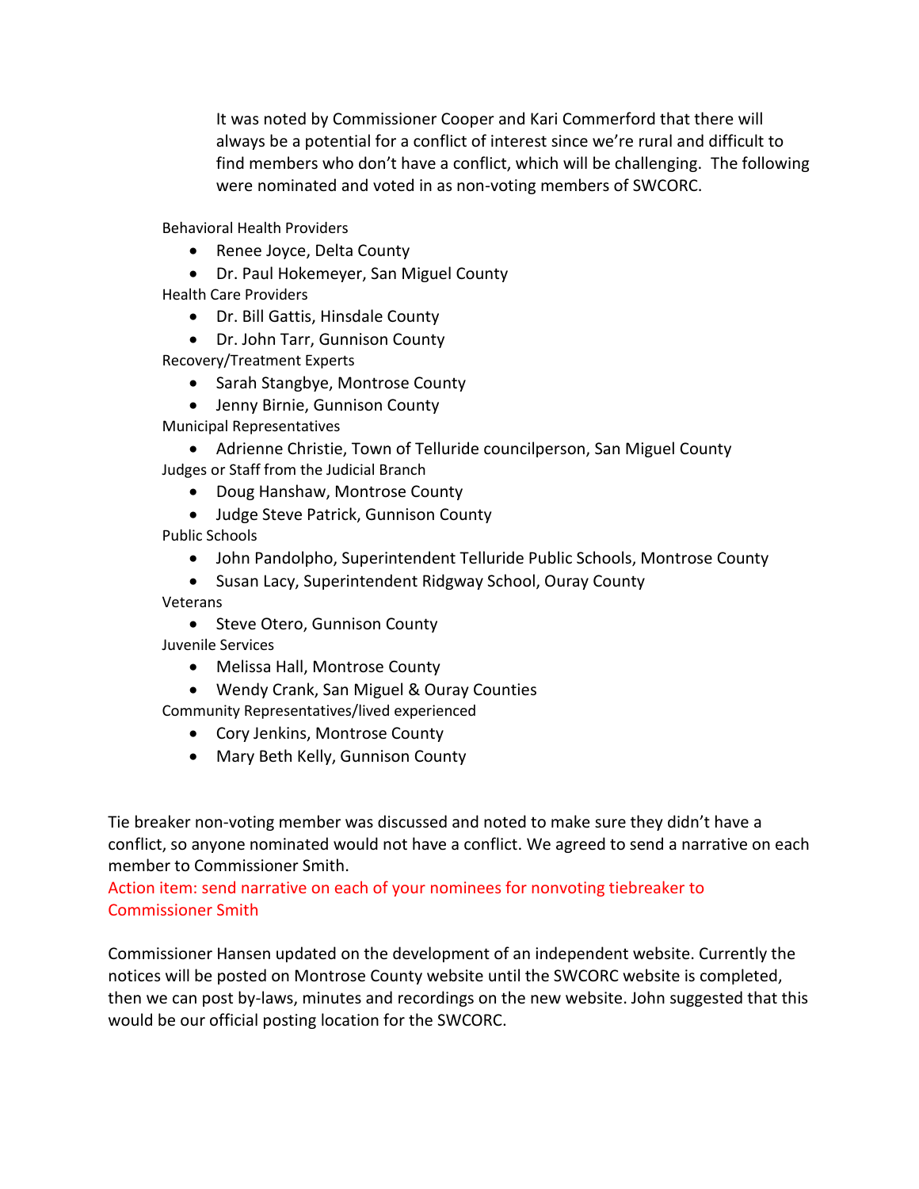It was noted by Commissioner Cooper and Kari Commerford that there will always be a potential for a conflict of interest since we're rural and difficult to find members who don't have a conflict, which will be challenging. The following were nominated and voted in as non-voting members of SWCORC.

Behavioral Health Providers

- Renee Joyce, Delta County
- Dr. Paul Hokemeyer, San Miguel County

Health Care Providers

- Dr. Bill Gattis, Hinsdale County
- Dr. John Tarr, Gunnison County

Recovery/Treatment Experts

- Sarah Stangbye, Montrose County
- Jenny Birnie, Gunnison County

Municipal Representatives

- Adrienne Christie, Town of Telluride councilperson, San Miguel County

Judges or Staff from the Judicial Branch

- Doug Hanshaw, Montrose County
- Judge Steve Patrick, Gunnison County

Public Schools

- John Pandolpho, Superintendent Telluride Public Schools, Montrose County
- Susan Lacy, Superintendent Ridgway School, Ouray County

Veterans

- Steve Otero, Gunnison County

Juvenile Services

- Melissa Hall, Montrose County
- Wendy Crank, San Miguel & Ouray Counties

Community Representatives/lived experienced

- Cory Jenkins, Montrose County
- Mary Beth Kelly, Gunnison County

Tie breaker non-voting member was discussed and noted to make sure they didn't have a conflict, so anyone nominated would not have a conflict. We agreed to send a narrative on each member to Commissioner Smith.

Action item: send narrative on each of your nominees for nonvoting tiebreaker to Commissioner Smith

Commissioner Hansen updated on the development of an independent website. Currently the notices will be posted on Montrose County website until the SWCORC website is completed, then we can post by-laws, minutes and recordings on the new website. John suggested that this would be our official posting location for the SWCORC.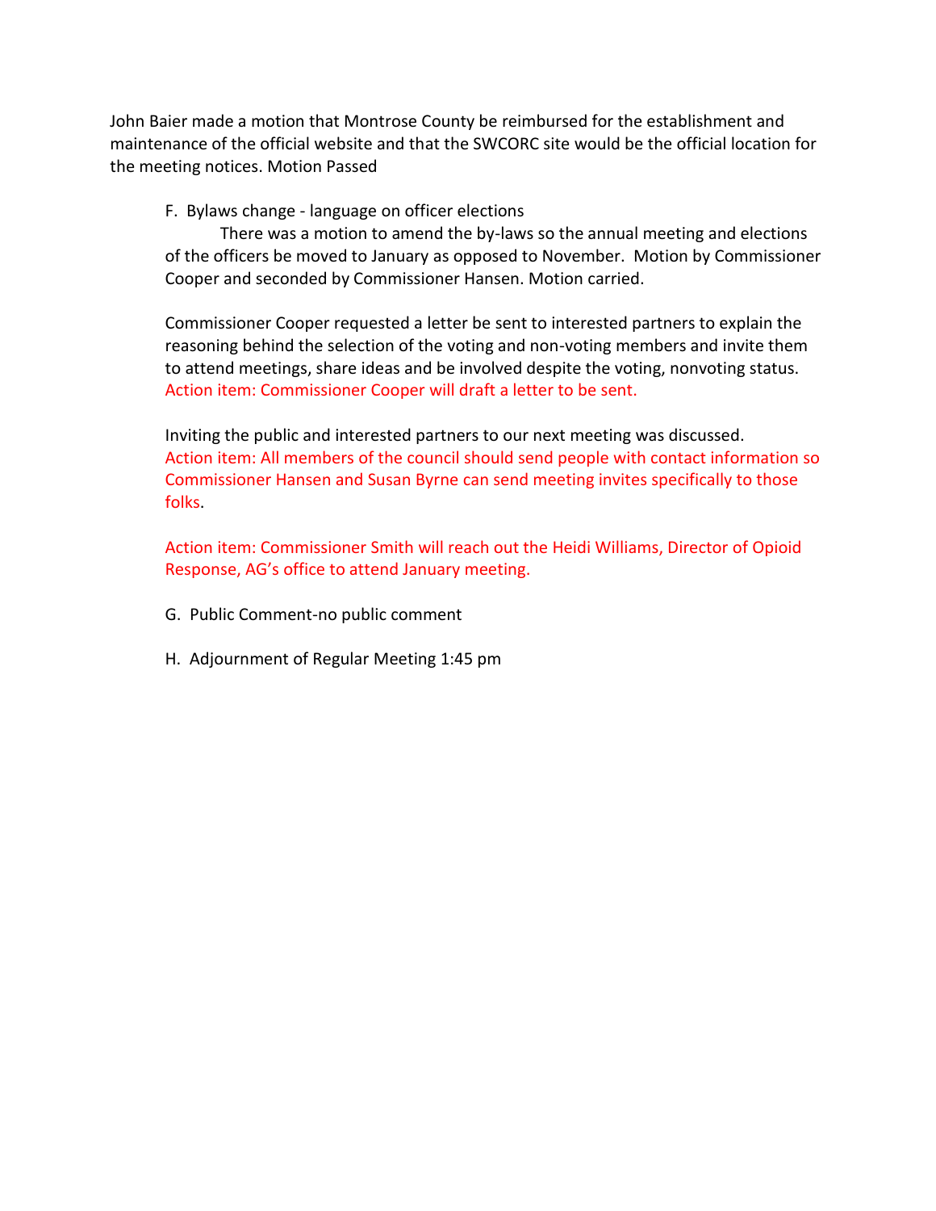John Baier made a motion that Montrose County be reimbursed for the establishment and maintenance of the official website and that the SWCORC site would be the official location for the meeting notices. Motion Passed

F. Bylaws change - language on officer elections

There was a motion to amend the by-laws so the annual meeting and elections of the officers be moved to January as opposed to November. Motion by Commissioner Cooper and seconded by Commissioner Hansen. Motion carried.

Commissioner Cooper requested a letter be sent to interested partners to explain the reasoning behind the selection of the voting and non-voting members and invite them to attend meetings, share ideas and be involved despite the voting, nonvoting status. Action item: Commissioner Cooper will draft a letter to be sent.

Inviting the public and interested partners to our next meeting was discussed. Action item: All members of the council should send people with contact information so Commissioner Hansen and Susan Byrne can send meeting invites specifically to those folks.

Action item: Commissioner Smith will reach out the Heidi Williams, Director of Opioid Response, AG's office to attend January meeting.

G. Public Comment-no public comment

H. Adjournment of Regular Meeting 1:45 pm